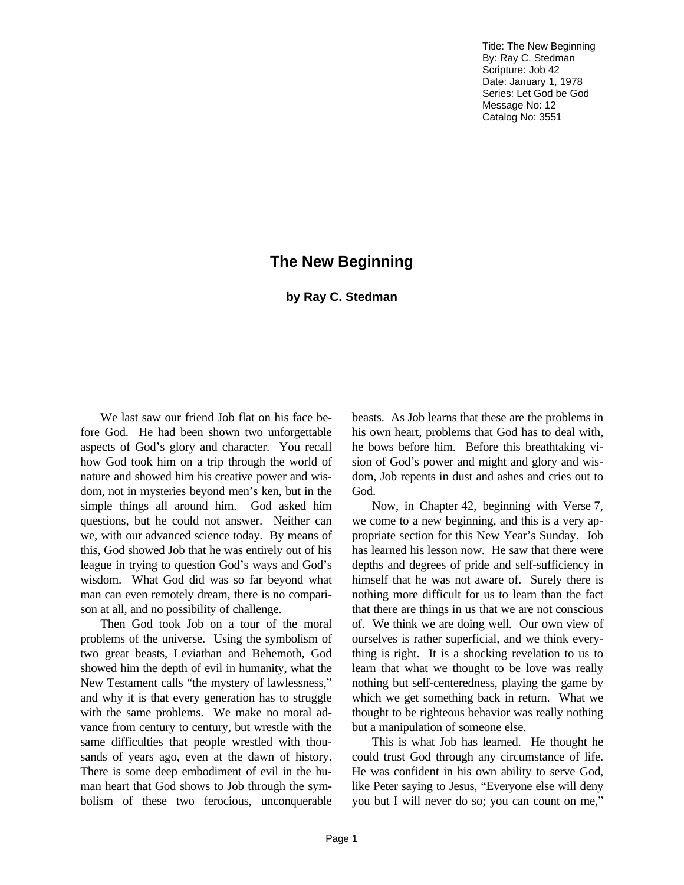Title: The New Beginning
By: Ray C. Stedman
Scripture: Job 42
Date: January 1, 1978
Series: Let God be God
Message No: 12
Catalog No: 3551

# The New Beginning

**by Ray C. Stedman**

We last saw our friend Job flat on his face before God. He had been shown two unforgettable aspects of God's glory and character. You recall how God took him on a trip through the world of nature and showed him his creative power and wisdom, not in mysteries beyond men's ken, but in the simple things all around him. God asked him questions, but he could not answer. Neither can we, with our advanced science today. By means of this, God showed Job that he was entirely out of his league in trying to question God's ways and God's wisdom. What God did was so far beyond what man can even remotely dream, there is no comparison at all, and no possibility of challenge.

Then God took Job on a tour of the moral problems of the universe. Using the symbolism of two great beasts, Leviathan and Behemoth, God showed him the depth of evil in humanity, what the New Testament calls "the mystery of lawlessness," and why it is that every generation has to struggle with the same problems. We make no moral advance from century to century, but wrestle with the same difficulties that people wrestled with thousands of years ago, even at the dawn of history. There is some deep embodiment of evil in the human heart that God shows to Job through the symbolism of these two ferocious, unconquerable beasts. As Job learns that these are the problems in his own heart, problems that God has to deal with, he bows before him. Before this breathtaking vision of God's power and might and glory and wisdom, Job repents in dust and ashes and cries out to God.

Now, in Chapter 42, beginning with Verse 7, we come to a new beginning, and this is a very appropriate section for this New Year's Sunday. Job has learned his lesson now. He saw that there were depths and degrees of pride and self-sufficiency in himself that he was not aware of. Surely there is nothing more difficult for us to learn than the fact that there are things in us that we are not conscious of. We think we are doing well. Our own view of ourselves is rather superficial, and we think everything is right. It is a shocking revelation to us to learn that what we thought to be love was really nothing but self-centeredness, playing the game by which we get something back in return. What we thought to be righteous behavior was really nothing but a manipulation of someone else.

This is what Job has learned. He thought he could trust God through any circumstance of life. He was confident in his own ability to serve God, like Peter saying to Jesus, "Everyone else will deny you but I will never do so; you can count on me,"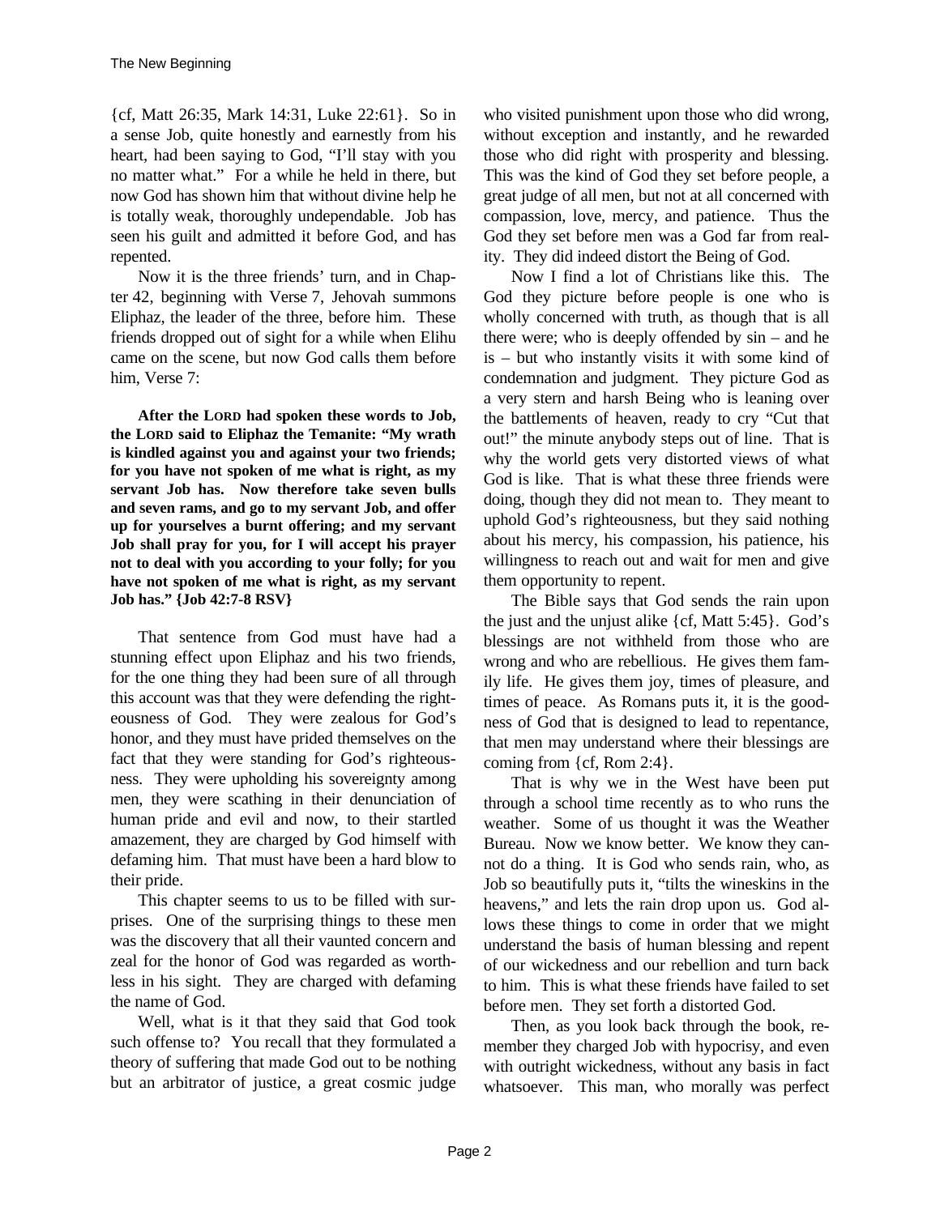{cf, Matt 26:35, Mark 14:31, Luke 22:61}. So in a sense Job, quite honestly and earnestly from his heart, had been saying to God, "I'll stay with you no matter what." For a while he held in there, but now God has shown him that without divine help he is totally weak, thoroughly undependable. Job has seen his guilt and admitted it before God, and has repented.

Now it is the three friends' turn, and in Chapter 42, beginning with Verse 7, Jehovah summons Eliphaz, the leader of the three, before him. These friends dropped out of sight for a while when Elihu came on the scene, but now God calls them before him, Verse 7:

**After the LORD had spoken these words to Job, the LORD said to Eliphaz the Temanite: "My wrath is kindled against you and against your two friends; for you have not spoken of me what is right, as my servant Job has. Now therefore take seven bulls and seven rams, and go to my servant Job, and offer up for yourselves a burnt offering; and my servant Job shall pray for you, for I will accept his prayer not to deal with you according to your folly; for you have not spoken of me what is right, as my servant Job has." {Job 42:7-8 RSV}**

That sentence from God must have had a stunning effect upon Eliphaz and his two friends, for the one thing they had been sure of all through this account was that they were defending the righteousness of God. They were zealous for God's honor, and they must have prided themselves on the fact that they were standing for God's righteousness. They were upholding his sovereignty among men, they were scathing in their denunciation of human pride and evil and now, to their startled amazement, they are charged by God himself with defaming him. That must have been a hard blow to their pride.

This chapter seems to us to be filled with surprises. One of the surprising things to these men was the discovery that all their vaunted concern and zeal for the honor of God was regarded as worthless in his sight. They are charged with defaming the name of God.

Well, what is it that they said that God took such offense to? You recall that they formulated a theory of suffering that made God out to be nothing but an arbitrator of justice, a great cosmic judge who visited punishment upon those who did wrong, without exception and instantly, and he rewarded those who did right with prosperity and blessing. This was the kind of God they set before people, a great judge of all men, but not at all concerned with compassion, love, mercy, and patience. Thus the God they set before men was a God far from reality. They did indeed distort the Being of God.

Now I find a lot of Christians like this. The God they picture before people is one who is wholly concerned with truth, as though that is all there were; who is deeply offended by sin – and he is – but who instantly visits it with some kind of condemnation and judgment. They picture God as a very stern and harsh Being who is leaning over the battlements of heaven, ready to cry "Cut that out!" the minute anybody steps out of line. That is why the world gets very distorted views of what God is like. That is what these three friends were doing, though they did not mean to. They meant to uphold God's righteousness, but they said nothing about his mercy, his compassion, his patience, his willingness to reach out and wait for men and give them opportunity to repent.

The Bible says that God sends the rain upon the just and the unjust alike {cf, Matt 5:45}. God's blessings are not withheld from those who are wrong and who are rebellious. He gives them family life. He gives them joy, times of pleasure, and times of peace. As Romans puts it, it is the goodness of God that is designed to lead to repentance, that men may understand where their blessings are coming from {cf, Rom 2:4}.

That is why we in the West have been put through a school time recently as to who runs the weather. Some of us thought it was the Weather Bureau. Now we know better. We know they cannot do a thing. It is God who sends rain, who, as Job so beautifully puts it, "tilts the wineskins in the heavens," and lets the rain drop upon us. God allows these things to come in order that we might understand the basis of human blessing and repent of our wickedness and our rebellion and turn back to him. This is what these friends have failed to set before men. They set forth a distorted God.

Then, as you look back through the book, remember they charged Job with hypocrisy, and even with outright wickedness, without any basis in fact whatsoever. This man, who morally was perfect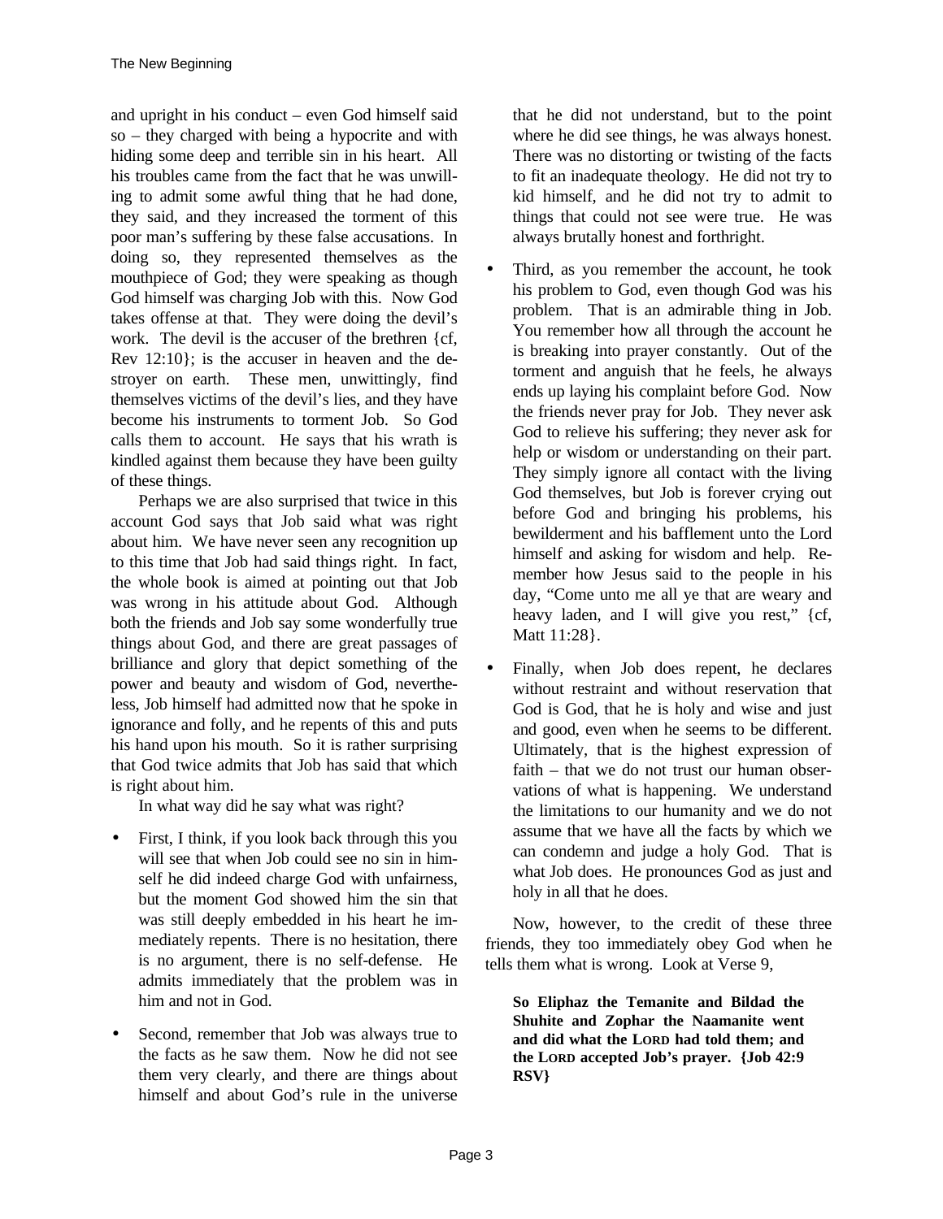and upright in his conduct – even God himself said so – they charged with being a hypocrite and with hiding some deep and terrible sin in his heart. All his troubles came from the fact that he was unwilling to admit some awful thing that he had done, they said, and they increased the torment of this poor man's suffering by these false accusations. In doing so, they represented themselves as the mouthpiece of God; they were speaking as though God himself was charging Job with this. Now God takes offense at that. They were doing the devil's work. The devil is the accuser of the brethren {cf, Rev 12:10}; is the accuser in heaven and the destroyer on earth. These men, unwittingly, find themselves victims of the devil's lies, and they have become his instruments to torment Job. So God calls them to account. He says that his wrath is kindled against them because they have been guilty of these things.

Perhaps we are also surprised that twice in this account God says that Job said what was right about him. We have never seen any recognition up to this time that Job had said things right. In fact, the whole book is aimed at pointing out that Job was wrong in his attitude about God. Although both the friends and Job say some wonderfully true things about God, and there are great passages of brilliance and glory that depict something of the power and beauty and wisdom of God, nevertheless, Job himself had admitted now that he spoke in ignorance and folly, and he repents of this and puts his hand upon his mouth. So it is rather surprising that God twice admits that Job has said that which is right about him.

In what way did he say what was right?

- First, I think, if you look back through this you will see that when Job could see no sin in himself he did indeed charge God with unfairness, but the moment God showed him the sin that was still deeply embedded in his heart he immediately repents. There is no hesitation, there is no argument, there is no self-defense. He admits immediately that the problem was in him and not in God.
- Second, remember that Job was always true to the facts as he saw them. Now he did not see them very clearly, and there are things about himself and about God's rule in the universe that he did not understand, but to the point where he did see things, he was always honest. There was no distorting or twisting of the facts to fit an inadequate theology. He did not try to kid himself, and he did not try to admit to things that could not see were true. He was always brutally honest and forthright.
- Third, as you remember the account, he took his problem to God, even though God was his problem. That is an admirable thing in Job. You remember how all through the account he is breaking into prayer constantly. Out of the torment and anguish that he feels, he always ends up laying his complaint before God. Now the friends never pray for Job. They never ask God to relieve his suffering; they never ask for help or wisdom or understanding on their part. They simply ignore all contact with the living God themselves, but Job is forever crying out before God and bringing his problems, his bewilderment and his bafflement unto the Lord himself and asking for wisdom and help. Remember how Jesus said to the people in his day, "Come unto me all ye that are weary and heavy laden, and I will give you rest," {cf, Matt 11:28}.
- Finally, when Job does repent, he declares without restraint and without reservation that God is God, that he is holy and wise and just and good, even when he seems to be different. Ultimately, that is the highest expression of faith – that we do not trust our human observations of what is happening. We understand the limitations to our humanity and we do not assume that we have all the facts by which we can condemn and judge a holy God. That is what Job does. He pronounces God as just and holy in all that he does.

Now, however, to the credit of these three friends, they too immediately obey God when he tells them what is wrong. Look at Verse 9,

> **So Eliphaz the Temanite and Bildad the Shuhite and Zophar the Naamanite went and did what the LORD had told them; and the LORD accepted Job's prayer. {Job 42:9 RSV}**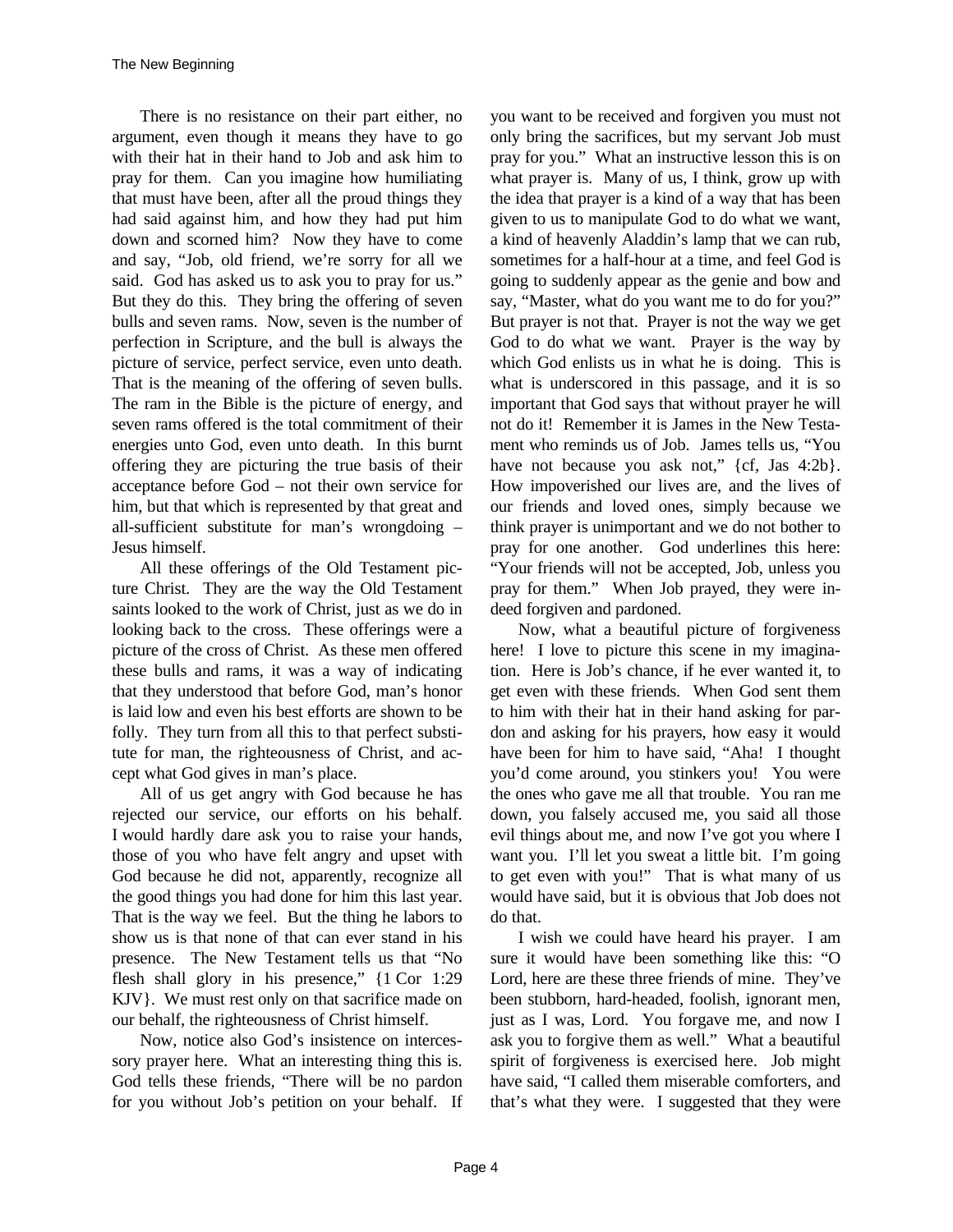There is no resistance on their part either, no argument, even though it means they have to go with their hat in their hand to Job and ask him to pray for them. Can you imagine how humiliating that must have been, after all the proud things they had said against him, and how they had put him down and scorned him? Now they have to come and say, "Job, old friend, we're sorry for all we said. God has asked us to ask you to pray for us." But they do this. They bring the offering of seven bulls and seven rams. Now, seven is the number of perfection in Scripture, and the bull is always the picture of service, perfect service, even unto death. That is the meaning of the offering of seven bulls. The ram in the Bible is the picture of energy, and seven rams offered is the total commitment of their energies unto God, even unto death. In this burnt offering they are picturing the true basis of their acceptance before God – not their own service for him, but that which is represented by that great and all-sufficient substitute for man's wrongdoing – Jesus himself.

All these offerings of the Old Testament picture Christ. They are the way the Old Testament saints looked to the work of Christ, just as we do in looking back to the cross. These offerings were a picture of the cross of Christ. As these men offered these bulls and rams, it was a way of indicating that they understood that before God, man's honor is laid low and even his best efforts are shown to be folly. They turn from all this to that perfect substitute for man, the righteousness of Christ, and accept what God gives in man's place.

All of us get angry with God because he has rejected our service, our efforts on his behalf. I would hardly dare ask you to raise your hands, those of you who have felt angry and upset with God because he did not, apparently, recognize all the good things you had done for him this last year. That is the way we feel. But the thing he labors to show us is that none of that can ever stand in his presence. The New Testament tells us that "No flesh shall glory in his presence," {1 Cor 1:29 KJV}. We must rest only on that sacrifice made on our behalf, the righteousness of Christ himself.

Now, notice also God's insistence on intercessory prayer here. What an interesting thing this is. God tells these friends, "There will be no pardon for you without Job's petition on your behalf. If you want to be received and forgiven you must not only bring the sacrifices, but my servant Job must pray for you." What an instructive lesson this is on what prayer is. Many of us, I think, grow up with the idea that prayer is a kind of a way that has been given to us to manipulate God to do what we want, a kind of heavenly Aladdin's lamp that we can rub, sometimes for a half-hour at a time, and feel God is going to suddenly appear as the genie and bow and say, "Master, what do you want me to do for you?" But prayer is not that. Prayer is not the way we get God to do what we want. Prayer is the way by which God enlists us in what he is doing. This is what is underscored in this passage, and it is so important that God says that without prayer he will not do it! Remember it is James in the New Testament who reminds us of Job. James tells us, "You have not because you ask not," {cf, Jas 4:2b}. How impoverished our lives are, and the lives of our friends and loved ones, simply because we think prayer is unimportant and we do not bother to pray for one another. God underlines this here: "Your friends will not be accepted, Job, unless you pray for them." When Job prayed, they were indeed forgiven and pardoned.

Now, what a beautiful picture of forgiveness here! I love to picture this scene in my imagination. Here is Job's chance, if he ever wanted it, to get even with these friends. When God sent them to him with their hat in their hand asking for pardon and asking for his prayers, how easy it would have been for him to have said, "Aha! I thought you'd come around, you stinkers you! You were the ones who gave me all that trouble. You ran me down, you falsely accused me, you said all those evil things about me, and now I've got you where I want you. I'll let you sweat a little bit. I'm going to get even with you!" That is what many of us would have said, but it is obvious that Job does not do that.

I wish we could have heard his prayer. I am sure it would have been something like this: "O Lord, here are these three friends of mine. They've been stubborn, hard-headed, foolish, ignorant men, just as I was, Lord. You forgave me, and now I ask you to forgive them as well." What a beautiful spirit of forgiveness is exercised here. Job might have said, "I called them miserable comforters, and that's what they were. I suggested that they were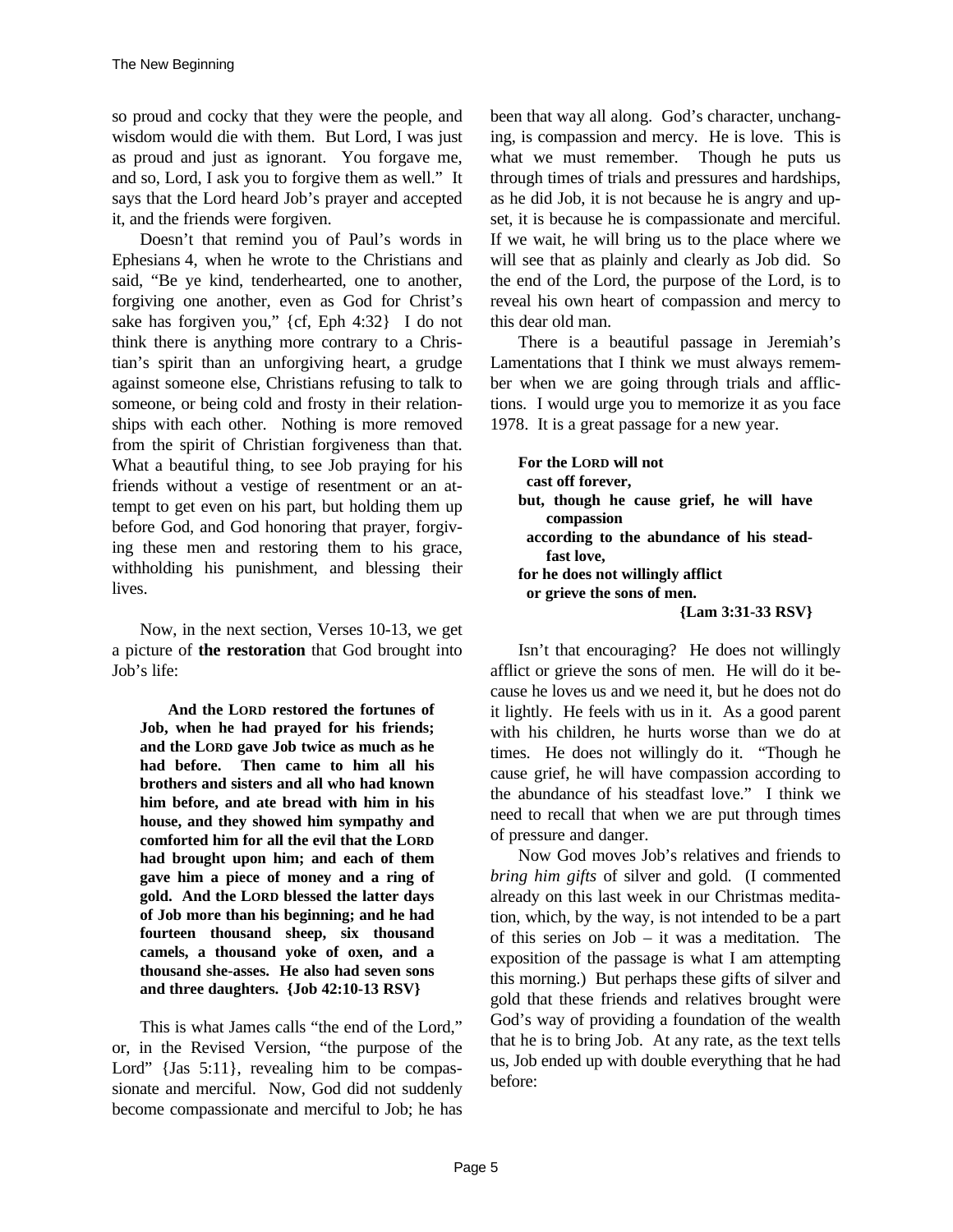so proud and cocky that they were the people, and wisdom would die with them. But Lord, I was just as proud and just as ignorant. You forgave me, and so, Lord, I ask you to forgive them as well." It says that the Lord heard Job's prayer and accepted it, and the friends were forgiven.

Doesn't that remind you of Paul's words in Ephesians 4, when he wrote to the Christians and said, "Be ye kind, tenderhearted, one to another, forgiving one another, even as God for Christ's sake has forgiven you," {cf, Eph 4:32} I do not think there is anything more contrary to a Christian's spirit than an unforgiving heart, a grudge against someone else, Christians refusing to talk to someone, or being cold and frosty in their relationships with each other. Nothing is more removed from the spirit of Christian forgiveness than that. What a beautiful thing, to see Job praying for his friends without a vestige of resentment or an attempt to get even on his part, but holding them up before God, and God honoring that prayer, forgiving these men and restoring them to his grace, withholding his punishment, and blessing their lives.

Now, in the next section, Verses 10-13, we get a picture of **the restoration** that God brought into Job's life:

> **And the LORD restored the fortunes of Job, when he had prayed for his friends; and the LORD gave Job twice as much as he had before. Then came to him all his brothers and sisters and all who had known him before, and ate bread with him in his house, and they showed him sympathy and comforted him for all the evil that the LORD had brought upon him; and each of them gave him a piece of money and a ring of gold. And the LORD blessed the latter days of Job more than his beginning; and he had fourteen thousand sheep, six thousand camels, a thousand yoke of oxen, and a thousand she-asses. He also had seven sons and three daughters. {Job 42:10-13 RSV}**

This is what James calls "the end of the Lord," or, in the Revised Version, "the purpose of the Lord" {Jas 5:11}, revealing him to be compassionate and merciful. Now, God did not suddenly become compassionate and merciful to Job; he has been that way all along. God's character, unchanging, is compassion and mercy. He is love. This is what we must remember. Though he puts us through times of trials and pressures and hardships, as he did Job, it is not because he is angry and upset, it is because he is compassionate and merciful. If we wait, he will bring us to the place where we will see that as plainly and clearly as Job did. So the end of the Lord, the purpose of the Lord, is to reveal his own heart of compassion and mercy to this dear old man.

There is a beautiful passage in Jeremiah's Lamentations that I think we must always remember when we are going through trials and afflictions. I would urge you to memorize it as you face 1978. It is a great passage for a new year.

> **For the LORD will not**
> **cast off forever,**
> **but, though he cause grief, he will have compassion**
> **according to the abundance of his steadfast love,**
> **for he does not willingly afflict**
> **or grieve the sons of men.**
> **{Lam 3:31-33 RSV}**

Isn't that encouraging? He does not willingly afflict or grieve the sons of men. He will do it because he loves us and we need it, but he does not do it lightly. He feels with us in it. As a good parent with his children, he hurts worse than we do at times. He does not willingly do it. "Though he cause grief, he will have compassion according to the abundance of his steadfast love." I think we need to recall that when we are put through times of pressure and danger.

Now God moves Job's relatives and friends to *bring him gifts* of silver and gold. (I commented already on this last week in our Christmas meditation, which, by the way, is not intended to be a part of this series on Job – it was a meditation. The exposition of the passage is what I am attempting this morning.) But perhaps these gifts of silver and gold that these friends and relatives brought were God's way of providing a foundation of the wealth that he is to bring Job. At any rate, as the text tells us, Job ended up with double everything that he had before: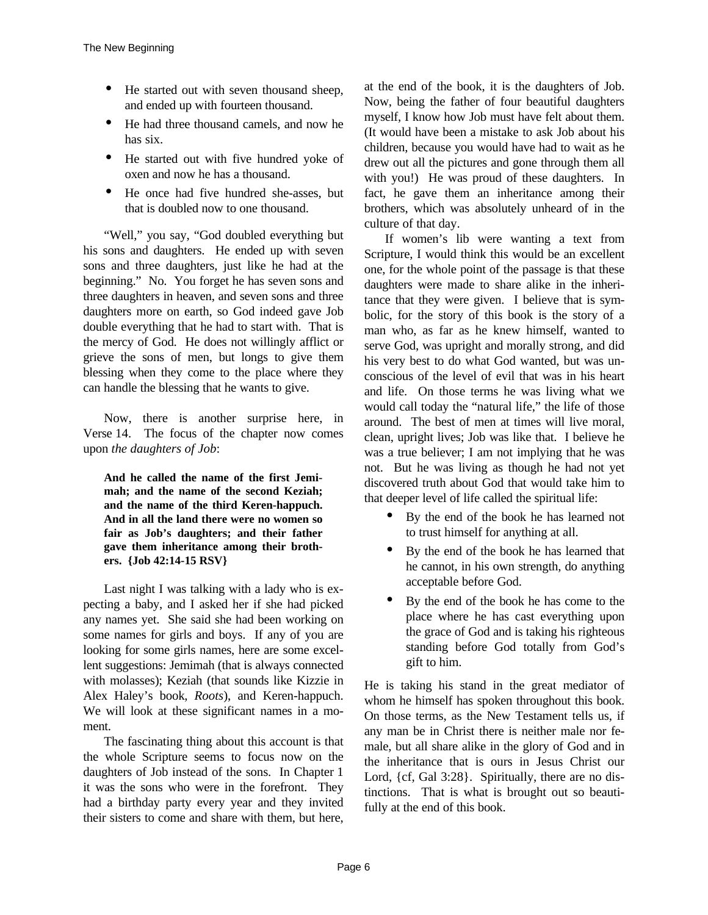- He started out with seven thousand sheep, and ended up with fourteen thousand.
- He had three thousand camels, and now he has six.
- He started out with five hundred yoke of oxen and now he has a thousand.
- He once had five hundred she-asses, but that is doubled now to one thousand.

"Well," you say, "God doubled everything but his sons and daughters. He ended up with seven sons and three daughters, just like he had at the beginning." No. You forget he has seven sons and three daughters in heaven, and seven sons and three daughters more on earth, so God indeed gave Job double everything that he had to start with. That is the mercy of God. He does not willingly afflict or grieve the sons of men, but longs to give them blessing when they come to the place where they can handle the blessing that he wants to give.

Now, there is another surprise here, in Verse 14. The focus of the chapter now comes upon *the daughters of Job*:

> **And he called the name of the first Jemimah; and the name of the second Keziah; and the name of the third Keren-happuch. And in all the land there were no women so fair as Job's daughters; and their father gave them inheritance among their brothers. {Job 42:14-15 RSV}**

Last night I was talking with a lady who is expecting a baby, and I asked her if she had picked any names yet. She said she had been working on some names for girls and boys. If any of you are looking for some girls names, here are some excellent suggestions: Jemimah (that is always connected with molasses); Keziah (that sounds like Kizzie in Alex Haley's book, *Roots*), and Keren-happuch. We will look at these significant names in a moment.

The fascinating thing about this account is that the whole Scripture seems to focus now on the daughters of Job instead of the sons. In Chapter 1 it was the sons who were in the forefront. They had a birthday party every year and they invited their sisters to come and share with them, but here, at the end of the book, it is the daughters of Job. Now, being the father of four beautiful daughters myself, I know how Job must have felt about them. (It would have been a mistake to ask Job about his children, because you would have had to wait as he drew out all the pictures and gone through them all with you!) He was proud of these daughters. In fact, he gave them an inheritance among their brothers, which was absolutely unheard of in the culture of that day.

If women's lib were wanting a text from Scripture, I would think this would be an excellent one, for the whole point of the passage is that these daughters were made to share alike in the inheritance that they were given. I believe that is symbolic, for the story of this book is the story of a man who, as far as he knew himself, wanted to serve God, was upright and morally strong, and did his very best to do what God wanted, but was unconscious of the level of evil that was in his heart and life. On those terms he was living what we would call today the "natural life," the life of those around. The best of men at times will live moral, clean, upright lives; Job was like that. I believe he was a true believer; I am not implying that he was not. But he was living as though he had not yet discovered truth about God that would take him to that deeper level of life called the spiritual life:

- By the end of the book he has learned not to trust himself for anything at all.
- By the end of the book he has learned that he cannot, in his own strength, do anything acceptable before God.
- By the end of the book he has come to the place where he has cast everything upon the grace of God and is taking his righteous standing before God totally from God's gift to him.

He is taking his stand in the great mediator of whom he himself has spoken throughout this book. On those terms, as the New Testament tells us, if any man be in Christ there is neither male nor female, but all share alike in the glory of God and in the inheritance that is ours in Jesus Christ our Lord, {cf, Gal 3:28}. Spiritually, there are no distinctions. That is what is brought out so beautifully at the end of this book.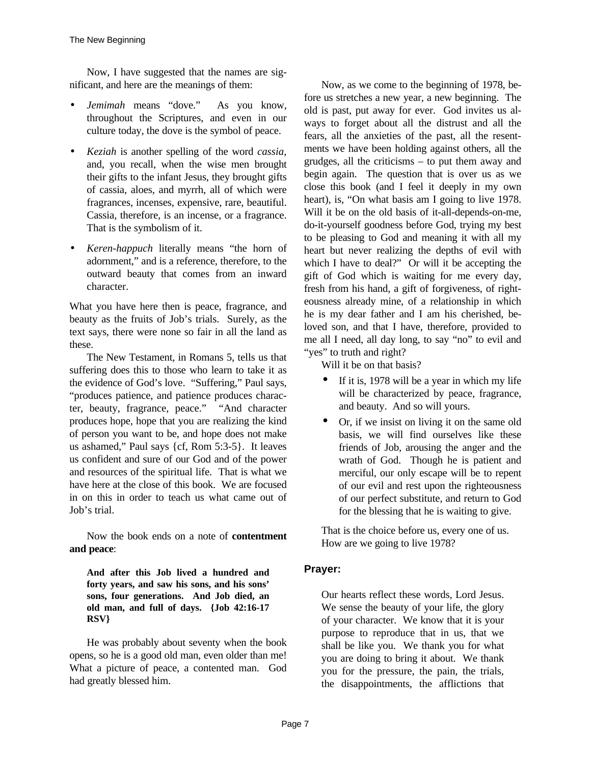Now, I have suggested that the names are significant, and here are the meanings of them:

- *Jemimah* means "dove." As you know, throughout the Scriptures, and even in our culture today, the dove is the symbol of peace.
- *Keziah* is another spelling of the word *cassia*, and, you recall, when the wise men brought their gifts to the infant Jesus, they brought gifts of cassia, aloes, and myrrh, all of which were fragrances, incenses, expensive, rare, beautiful. Cassia, therefore, is an incense, or a fragrance. That is the symbolism of it.
- *Keren-happuch* literally means "the horn of adornment," and is a reference, therefore, to the outward beauty that comes from an inward character.

What you have here then is peace, fragrance, and beauty as the fruits of Job's trials. Surely, as the text says, there were none so fair in all the land as these.

The New Testament, in Romans 5, tells us that suffering does this to those who learn to take it as the evidence of God's love. "Suffering," Paul says, "produces patience, and patience produces character, beauty, fragrance, peace." "And character produces hope, hope that you are realizing the kind of person you want to be, and hope does not make us ashamed," Paul says {cf, Rom 5:3-5}. It leaves us confident and sure of our God and of the power and resources of the spiritual life. That is what we have here at the close of this book. We are focused in on this in order to teach us what came out of Job's trial.

Now the book ends on a note of **contentment and peace**:

> **And after this Job lived a hundred and forty years, and saw his sons, and his sons' sons, four generations. And Job died, an old man, and full of days. {Job 42:16-17 RSV}**

He was probably about seventy when the book opens, so he is a good old man, even older than me! What a picture of peace, a contented man. God had greatly blessed him.

Now, as we come to the beginning of 1978, before us stretches a new year, a new beginning. The old is past, put away for ever. God invites us always to forget about all the distrust and all the fears, all the anxieties of the past, all the resentments we have been holding against others, all the grudges, all the criticisms – to put them away and begin again. The question that is over us as we close this book (and I feel it deeply in my own heart), is, "On what basis am I going to live 1978. Will it be on the old basis of it-all-depends-on-me, do-it-yourself goodness before God, trying my best to be pleasing to God and meaning it with all my heart but never realizing the depths of evil with which I have to deal?" Or will it be accepting the gift of God which is waiting for me every day, fresh from his hand, a gift of forgiveness, of righteousness already mine, of a relationship in which he is my dear father and I am his cherished, beloved son, and that I have, therefore, provided to me all I need, all day long, to say "no" to evil and "yes" to truth and right?

Will it be on that basis?

- If it is, 1978 will be a year in which my life will be characterized by peace, fragrance, and beauty. And so will yours.
- Or, if we insist on living it on the same old basis, we will find ourselves like these friends of Job, arousing the anger and the wrath of God. Though he is patient and merciful, our only escape will be to repent of our evil and rest upon the righteousness of our perfect substitute, and return to God for the blessing that he is waiting to give.

That is the choice before us, every one of us. How are we going to live 1978?

## Prayer:

Our hearts reflect these words, Lord Jesus. We sense the beauty of your life, the glory of your character. We know that it is your purpose to reproduce that in us, that we shall be like you. We thank you for what you are doing to bring it about. We thank you for the pressure, the pain, the trials, the disappointments, the afflictions that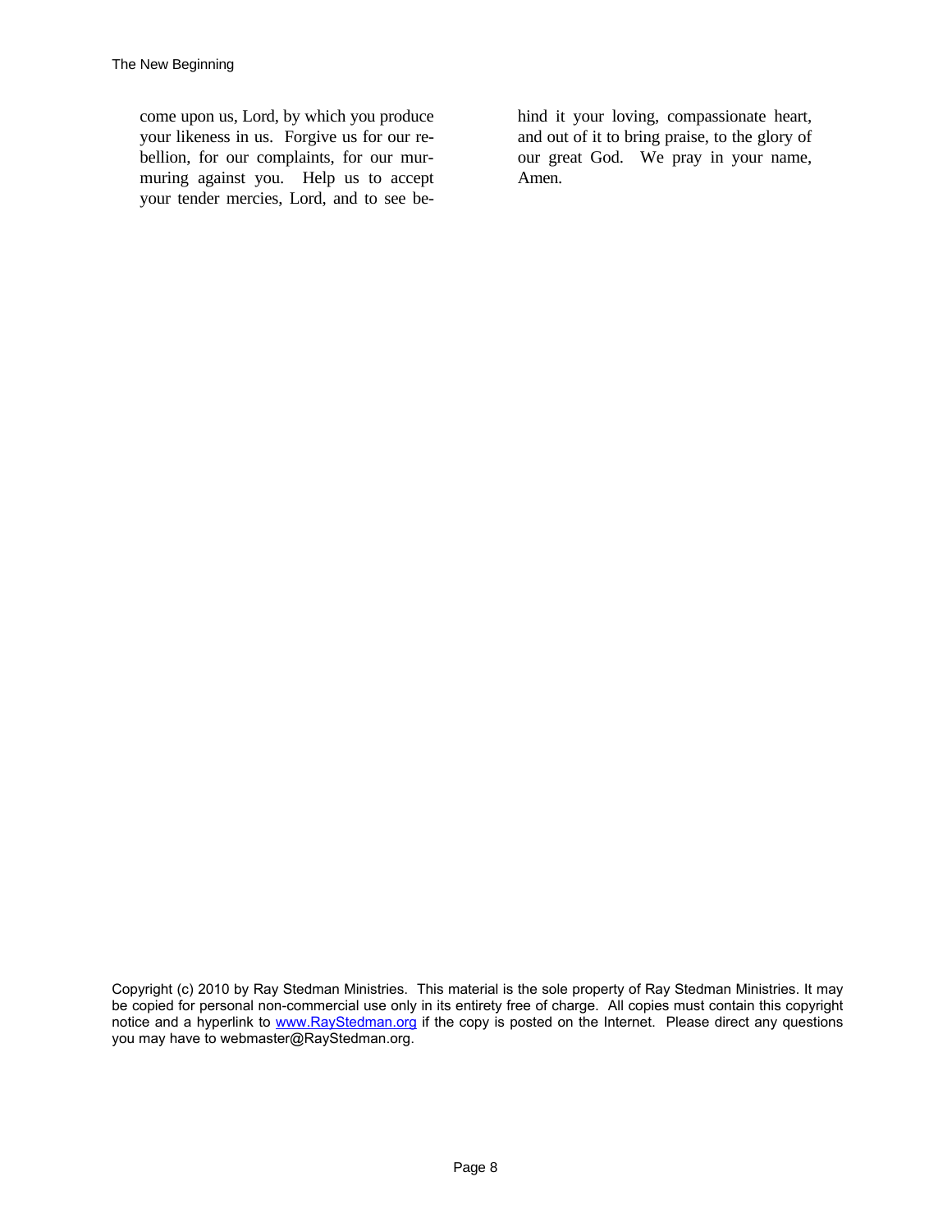come upon us, Lord, by which you produce your likeness in us. Forgive us for our rebellion, for our complaints, for our murmuring against you. Help us to accept your tender mercies, Lord, and to see behind it your loving, compassionate heart, and out of it to bring praise, to the glory of our great God. We pray in your name, Amen.

Copyright (c) 2010 by Ray Stedman Ministries. This material is the sole property of Ray Stedman Ministries. It may be copied for personal non-commercial use only in its entirety free of charge. All copies must contain this copyright notice and a hyperlink to www.RayStedman.org if the copy is posted on the Internet. Please direct any questions you may have to webmaster@RayStedman.org.